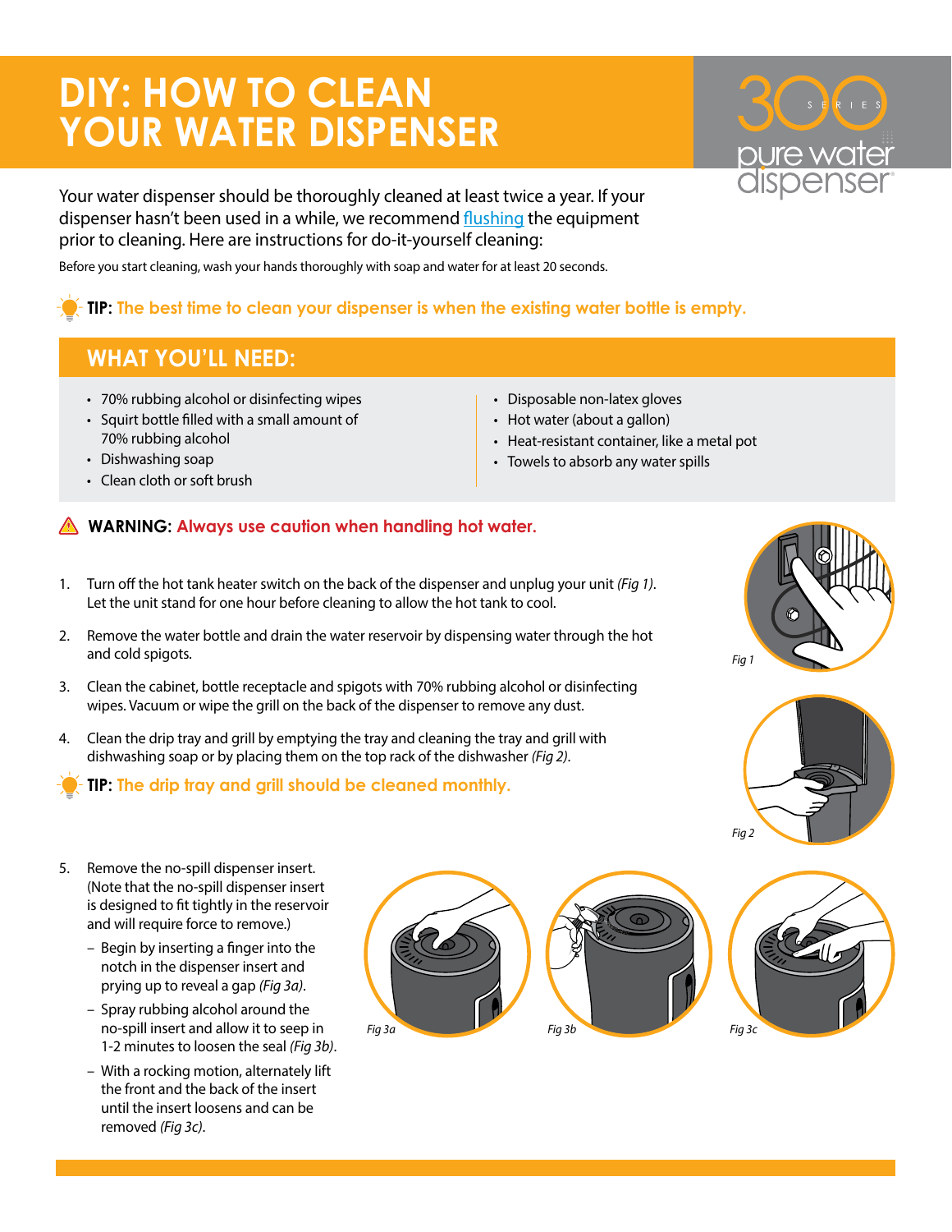# DIY: HOW TO CLEAN YOUR WATER DISPENSER

300 SERIES pure water dispenser

Your water dispenser should be thoroughly cleaned at least twice a year. If your dispenser hasn't been used in a while, we recommend [flushing]() the equipment prior to cleaning. Here are instructions for do-it-yourself cleaning:

Before you start cleaning, wash your hands thoroughly with soap and water for at least 20 seconds.

**TIP:** The best time to clean your dispenser is when the existing water bottle is empty.

## WHAT YOU'LL NEED:

- 70% rubbing alcohol or disinfecting wipes
- Squirt bottle filled with a small amount of 70% rubbing alcohol
- Dishwashing soap
- Clean cloth or soft brush
- Disposable non-latex gloves
- Hot water (about a gallon)
- Heat-resistant container, like a metal pot
- Towels to absorb any water spills

**WARNING:** Always use caution when handling hot water.

1. Turn off the hot tank heater switch on the back of the dispenser and unplug your unit *(Fig 1)*. Let the unit stand for one hour before cleaning to allow the hot tank to cool.

2. Remove the water bottle and drain the water reservoir by dispensing water through the hot and cold spigots.

3. Clean the cabinet, bottle receptacle and spigots with 70% rubbing alcohol or disinfecting wipes. Vacuum or wipe the grill on the back of the dispenser to remove any dust.

4. Clean the drip tray and grill by emptying the tray and cleaning the tray and grill with dishwashing soap or by placing them on the top rack of the dishwasher *(Fig 2)*.

**TIP:** The drip tray and grill should be cleaned monthly.

*Fig 1*

*Fig 2*

5. Remove the no-spill dispenser insert. (Note that the no-spill dispenser insert is designed to fit tightly in the reservoir and will require force to remove.)
   - Begin by inserting a finger into the notch in the dispenser insert and prying up to reveal a gap *(Fig 3a)*.
   - Spray rubbing alcohol around the no-spill insert and allow it to seep in 1-2 minutes to loosen the seal *(Fig 3b)*.
   - With a rocking motion, alternately lift the front and the back of the insert until the insert loosens and can be removed *(Fig 3c)*.

*Fig 3a*

*Fig 3b*

*Fig 3c*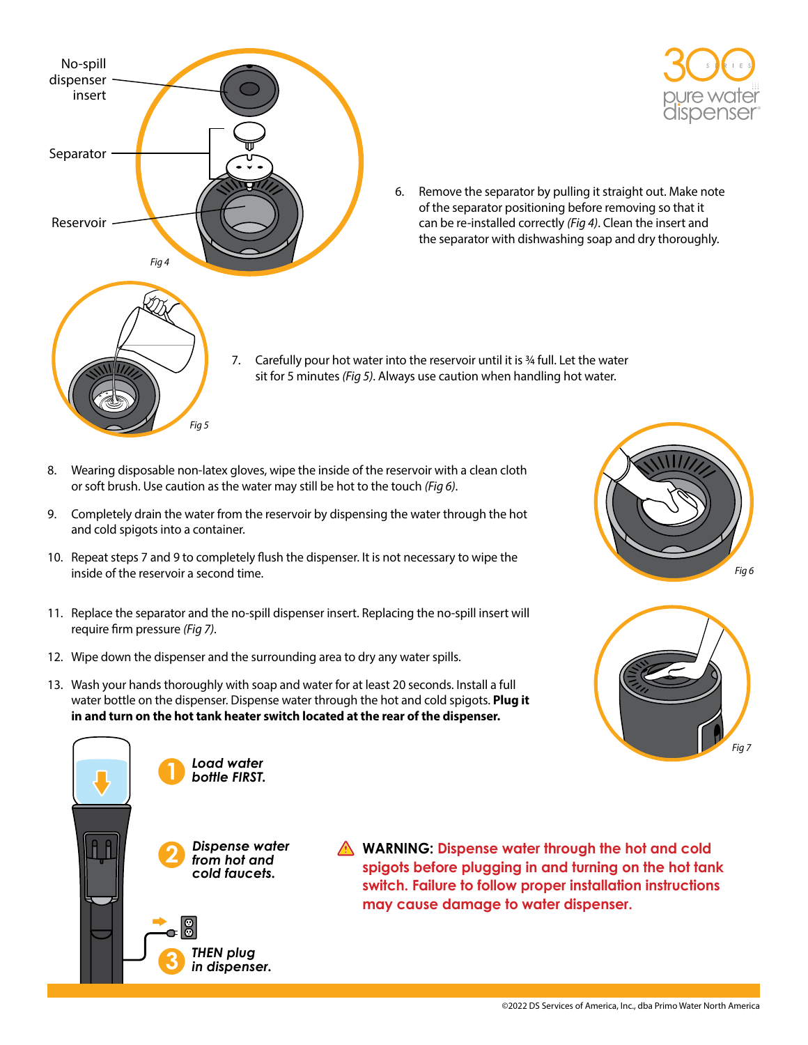No-spill dispenser insert

Separator

Reservoir

*Fig 4*

6. Remove the separator by pulling it straight out. Make note of the separator positioning before removing so that it can be re-installed correctly *(Fig 4)*. Clean the insert and the separator with dishwashing soap and dry thoroughly.

*Fig 5*

7. Carefully pour hot water into the reservoir until it is ¾ full. Let the water sit for 5 minutes *(Fig 5)*. Always use caution when handling hot water.

8. Wearing disposable non-latex gloves, wipe the inside of the reservoir with a clean cloth or soft brush. Use caution as the water may still be hot to the touch *(Fig 6)*.

9. Completely drain the water from the reservoir by dispensing the water through the hot and cold spigots into a container.

10. Repeat steps 7 and 9 to completely flush the dispenser. It is not necessary to wipe the inside of the reservoir a second time.

*Fig 6*

11. Replace the separator and the no-spill dispenser insert. Replacing the no-spill insert will require firm pressure *(Fig 7)*.

12. Wipe down the dispenser and the surrounding area to dry any water spills.

13. Wash your hands thoroughly with soap and water for at least 20 seconds. Install a full water bottle on the dispenser. Dispense water through the hot and cold spigots. **Plug it in and turn on the hot tank heater switch located at the rear of the dispenser.**

*Fig 7*

1. ***Load water bottle FIRST.***
2. ***Dispense water from hot and cold faucets.***
3. ***THEN plug in dispenser.***

⚠ **WARNING: Dispense water through the hot and cold spigots before plugging in and turning on the hot tank switch. Failure to follow proper installation instructions may cause damage to water dispenser.**

©2022 DS Services of America, Inc., dba Primo Water North America